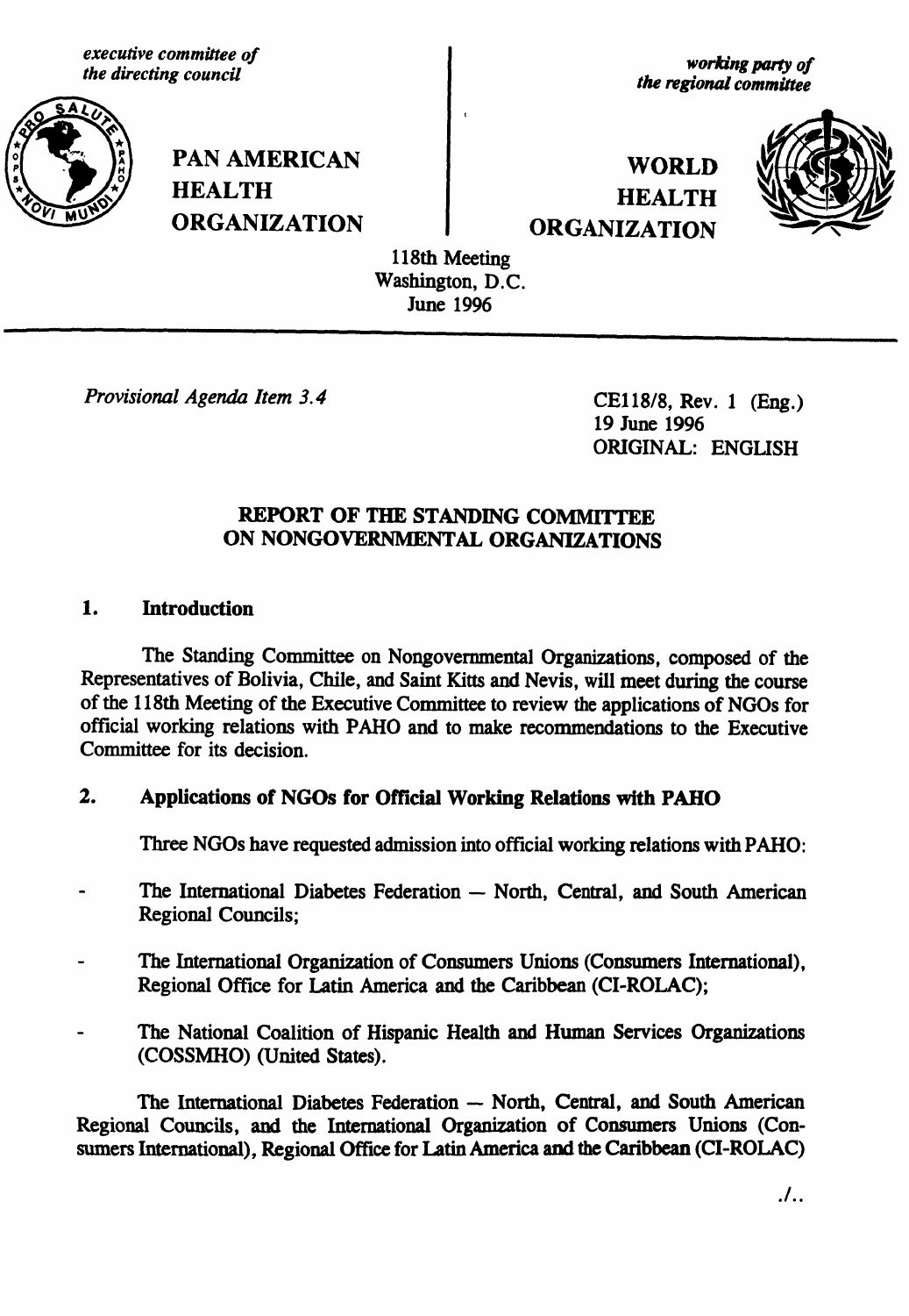*executive committee of the directing council*

**PAN AMERICAN HEALTH ORGANIZATION**

*working party of the regional committee*

**WORLD HEALTH ORGANIZATION**

118th Meeting
Washington, D.C.
June 1996

*Provisional Agenda Item 3.4*

CE118/8, Rev. 1 (Eng.)
19 June 1996
ORIGINAL: ENGLISH

## REPORT OF THE STANDING COMMITTEE ON NONGOVERNMENTAL ORGANIZATIONS

### 1. Introduction

The Standing Committee on Nongovernmental Organizations, composed of the Representatives of Bolivia, Chile, and Saint Kitts and Nevis, will meet during the course of the 118th Meeting of the Executive Committee to review the applications of NGOs for official working relations with PAHO and to make recommendations to the Executive Committee for its decision.

### 2. Applications of NGOs for Official Working Relations with PAHO

Three NGOs have requested admission into official working relations with PAHO:

- The International Diabetes Federation — North, Central, and South American Regional Councils;
- The International Organization of Consumers Unions (Consumers International), Regional Office for Latin America and the Caribbean (CI-ROLAC);
- The National Coalition of Hispanic Health and Human Services Organizations (COSSMHO) (United States).

The International Diabetes Federation — North, Central, and South American Regional Councils, and the International Organization of Consumers Unions (Consumers International), Regional Office for Latin America and the Caribbean (CI-ROLAC)

./..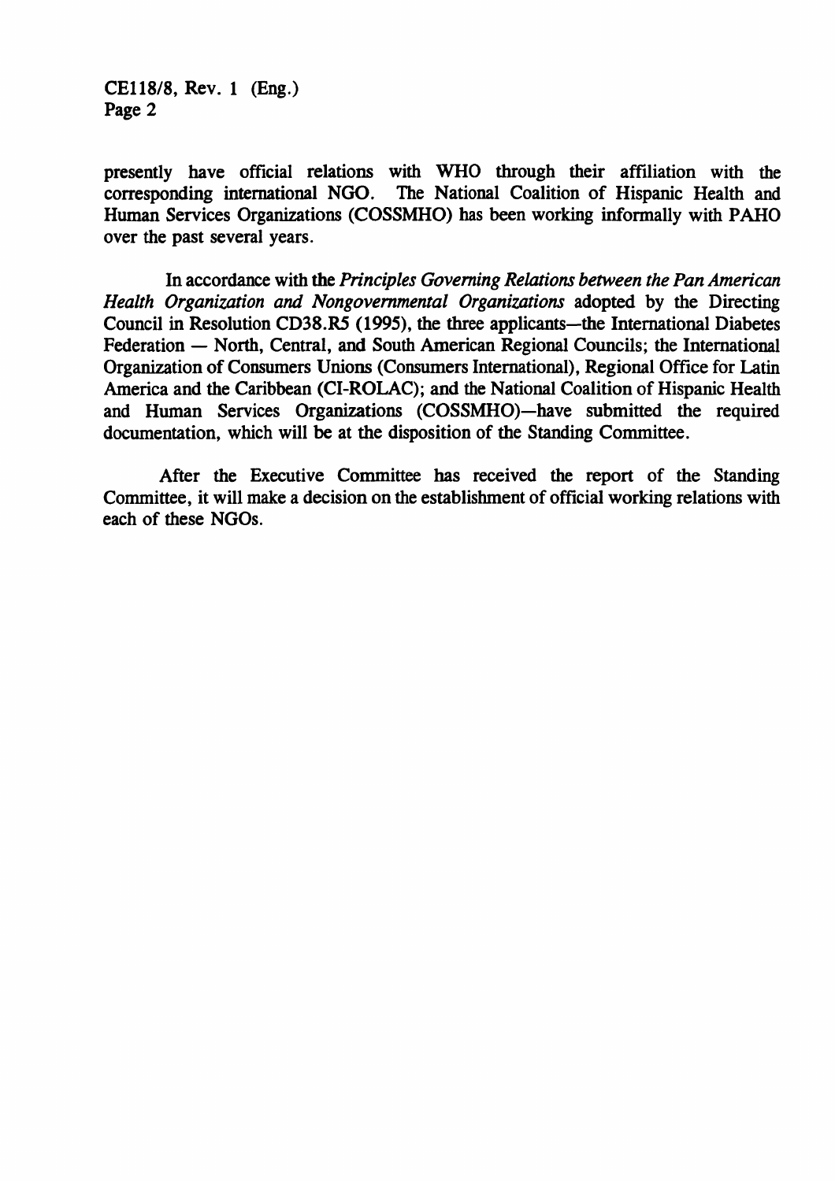presently have official relations with WHO through their affiliation with the corresponding international NGO. The National Coalition of Hispanic Health and Human Services Organizations (COSSMHO) has been working informally with PAHO over the past several years.

In accordance with the *Principles Governing Relations between the Pan American Health Organization and Nongovernmental Organizations* adopted by the Directing Council in Resolution CD38.R5 (1995), the three applicants—the International Diabetes Federation — North, Central, and South American Regional Councils; the International Organization of Consumers Unions (Consumers International), Regional Office for Latin America and the Caribbean (CI-ROLAC); and the National Coalition of Hispanic Health and Human Services Organizations (COSSMHO)—have submitted the required documentation, which will be at the disposition of the Standing Committee.

After the Executive Committee has received the report of the Standing Committee, it will make a decision on the establishment of official working relations with each of these NGOs.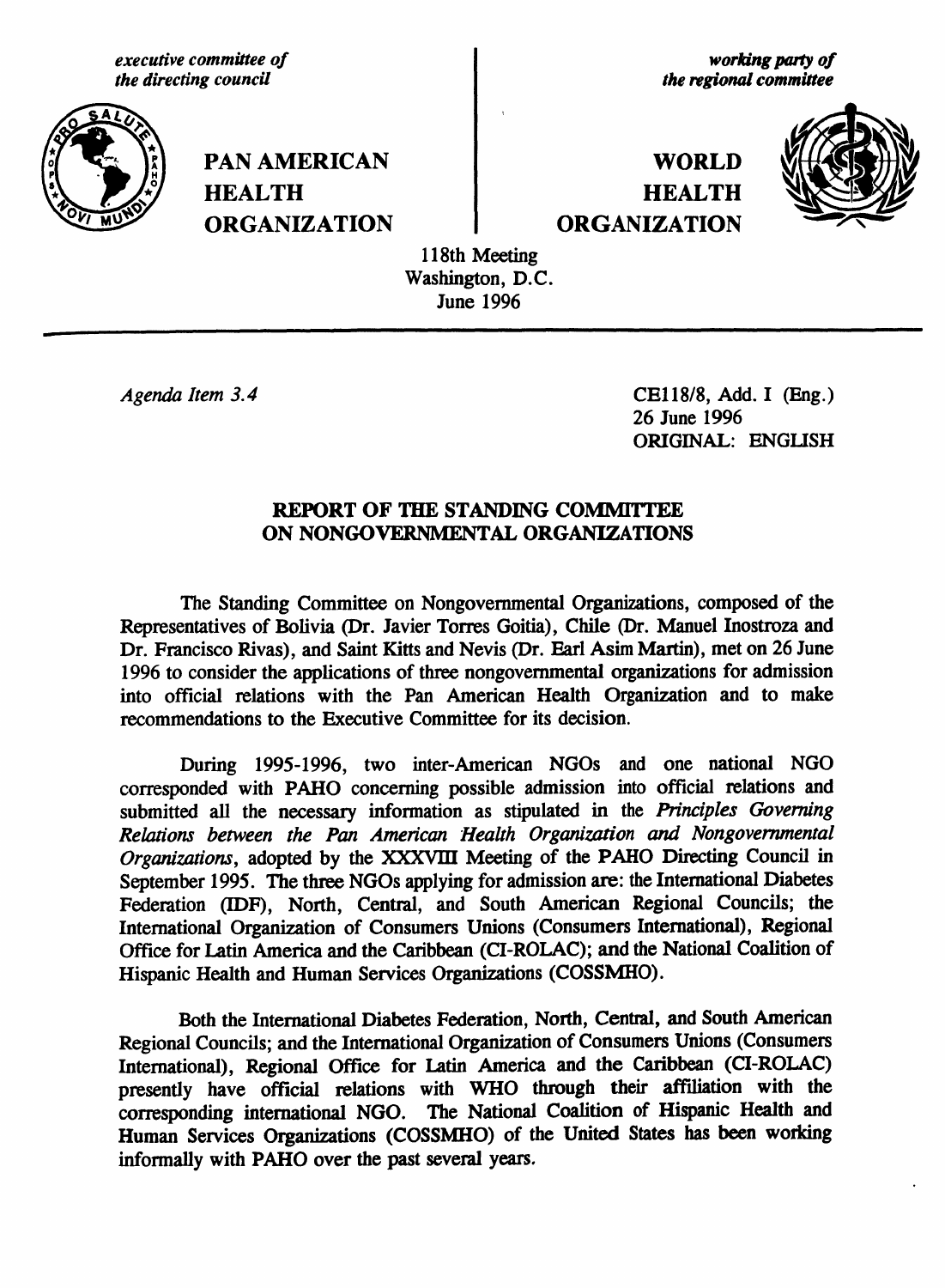*executive committee of the directing council*

**PAN AMERICAN HEALTH ORGANIZATION**

*working party of the regional committee*

**WORLD HEALTH ORGANIZATION**

118th Meeting
Washington, D.C.
June 1996

*Agenda Item 3.4*

CE118/8, Add. I (Eng.)
26 June 1996
ORIGINAL: ENGLISH

## REPORT OF THE STANDING COMMITTEE ON NONGOVERNMENTAL ORGANIZATIONS

The Standing Committee on Nongovernmental Organizations, composed of the Representatives of Bolivia (Dr. Javier Torres Goitia), Chile (Dr. Manuel Inostroza and Dr. Francisco Rivas), and Saint Kitts and Nevis (Dr. Earl Asim Martin), met on 26 June 1996 to consider the applications of three nongovernmental organizations for admission into official relations with the Pan American Health Organization and to make recommendations to the Executive Committee for its decision.

During 1995-1996, two inter-American NGOs and one national NGO corresponded with PAHO concerning possible admission into official relations and submitted all the necessary information as stipulated in the *Principles Governing Relations between the Pan American Health Organization and Nongovernmental Organizations*, adopted by the XXXVIII Meeting of the PAHO Directing Council in September 1995. The three NGOs applying for admission are: the International Diabetes Federation (IDF), North, Central, and South American Regional Councils; the International Organization of Consumers Unions (Consumers International), Regional Office for Latin America and the Caribbean (CI-ROLAC); and the National Coalition of Hispanic Health and Human Services Organizations (COSSMHO).

Both the International Diabetes Federation, North, Central, and South American Regional Councils; and the International Organization of Consumers Unions (Consumers International), Regional Office for Latin America and the Caribbean (CI-ROLAC) presently have official relations with WHO through their affiliation with the corresponding international NGO. The National Coalition of Hispanic Health and Human Services Organizations (COSSMHO) of the United States has been working informally with PAHO over the past several years.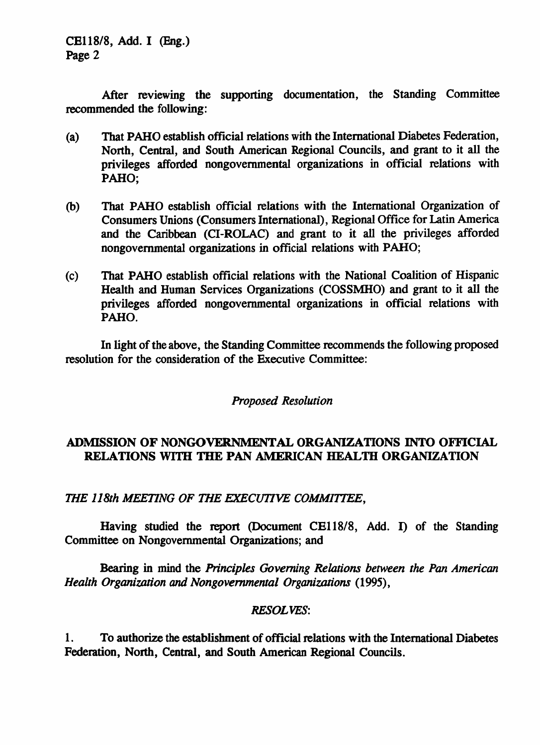After reviewing the supporting documentation, the Standing Committee recommended the following:

(a) That PAHO establish official relations with the International Diabetes Federation, North, Central, and South American Regional Councils, and grant to it all the privileges afforded nongovernmental organizations in official relations with PAHO;

(b) That PAHO establish official relations with the International Organization of Consumers Unions (Consumers International), Regional Office for Latin America and the Caribbean (CI-ROLAC) and grant to it all the privileges afforded nongovernmental organizations in official relations with PAHO;

(c) That PAHO establish official relations with the National Coalition of Hispanic Health and Human Services Organizations (COSSMHO) and grant to it all the privileges afforded nongovernmental organizations in official relations with PAHO.

In light of the above, the Standing Committee recommends the following proposed resolution for the consideration of the Executive Committee:

*Proposed Resolution*

## ADMISSION OF NONGOVERNMENTAL ORGANIZATIONS INTO OFFICIAL RELATIONS WITH THE PAN AMERICAN HEALTH ORGANIZATION

*THE 118th MEETING OF THE EXECUTIVE COMMITTEE,*

Having studied the report (Document CE118/8, Add. I) of the Standing Committee on Nongovernmental Organizations; and

Bearing in mind the *Principles Governing Relations between the Pan American Health Organization and Nongovernmental Organizations* (1995),

*RESOLVES:*

1. To authorize the establishment of official relations with the International Diabetes Federation, North, Central, and South American Regional Councils.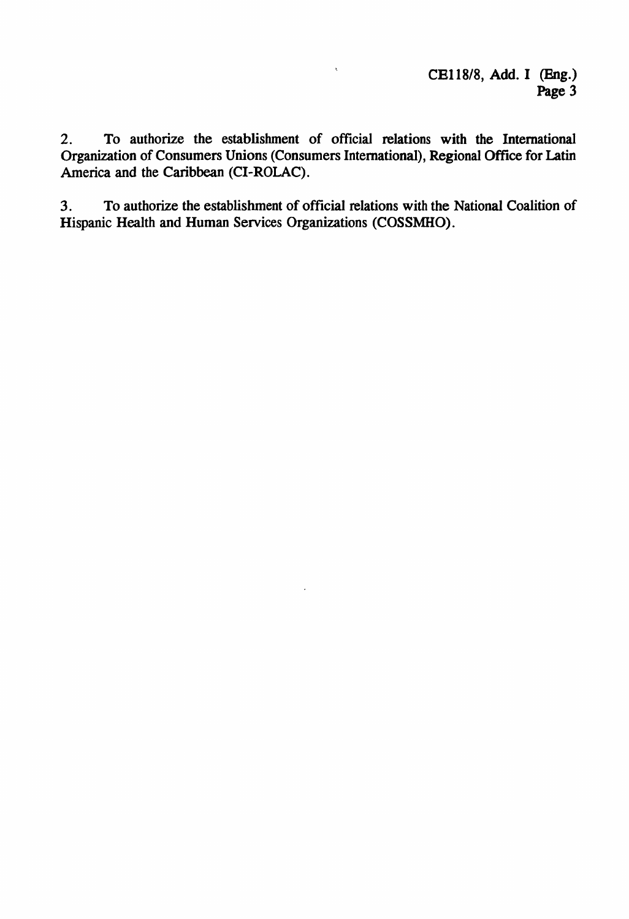2. To authorize the establishment of official relations with the International Organization of Consumers Unions (Consumers International), Regional Office for Latin America and the Caribbean (CI-ROLAC).

3. To authorize the establishment of official relations with the National Coalition of Hispanic Health and Human Services Organizations (COSSMHO).